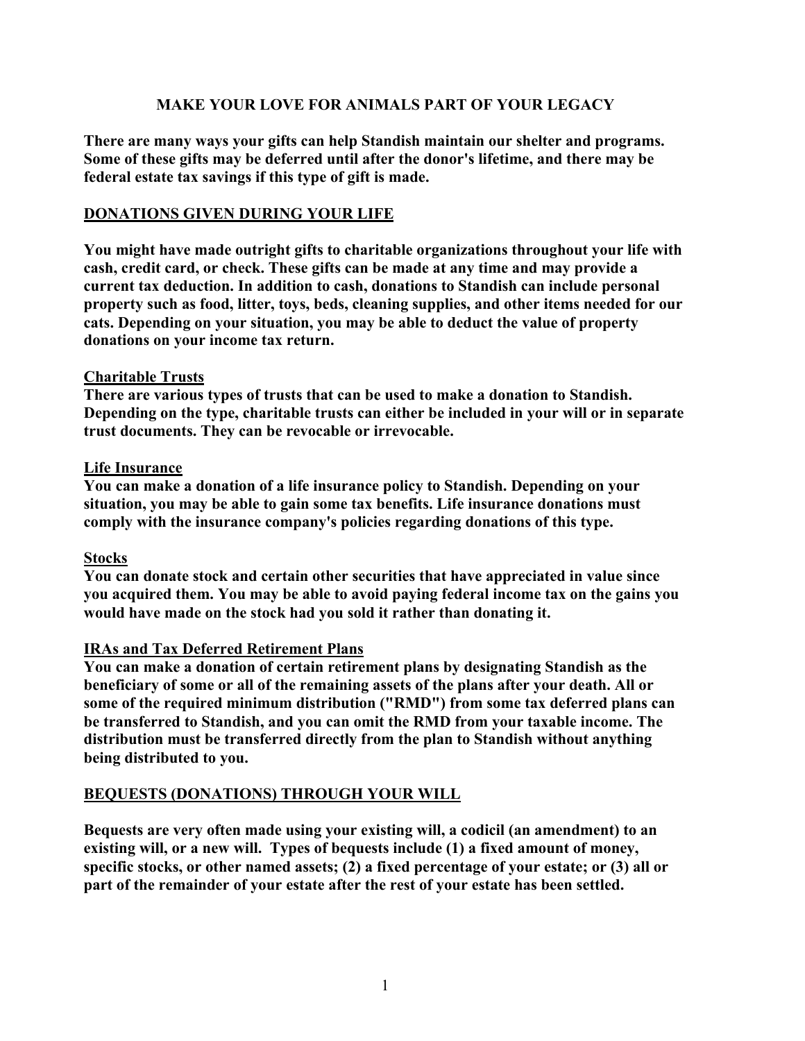# MAKE YOUR LOVE FOR ANIMALS PART OF YOUR LEGACY

**There are many ways your gifts can help Standish maintain our shelter and programs. Some of these gifts may be deferred until after the donor's lifetime, and there may be federal estate tax savings if this type of gift is made.**

## DONATIONS GIVEN DURING YOUR LIFE

**You might have made outright gifts to charitable organizations throughout your life with cash, credit card, or check. These gifts can be made at any time and may provide a current tax deduction. In addition to cash, donations to Standish can include personal property such as food, litter, toys, beds, cleaning supplies, and other items needed for our cats. Depending on your situation, you may be able to deduct the value of property donations on your income tax return.**

### Charitable Trusts

**There are various types of trusts that can be used to make a donation to Standish. Depending on the type, charitable trusts can either be included in your will or in separate trust documents. They can be revocable or irrevocable.**

### Life Insurance

**You can make a donation of a life insurance policy to Standish. Depending on your situation, you may be able to gain some tax benefits. Life insurance donations must comply with the insurance company's policies regarding donations of this type.**

### Stocks

**You can donate stock and certain other securities that have appreciated in value since you acquired them. You may be able to avoid paying federal income tax on the gains you would have made on the stock had you sold it rather than donating it.**

### IRAs and Tax Deferred Retirement Plans

**You can make a donation of certain retirement plans by designating Standish as the beneficiary of some or all of the remaining assets of the plans after your death. All or some of the required minimum distribution ("RMD") from some tax deferred plans can be transferred to Standish, and you can omit the RMD from your taxable income. The distribution must be transferred directly from the plan to Standish without anything being distributed to you.**

## BEQUESTS (DONATIONS) THROUGH YOUR WILL

**Bequests are very often made using your existing will, a codicil (an amendment) to an existing will, or a new will. Types of bequests include (1) a fixed amount of money, specific stocks, or other named assets; (2) a fixed percentage of your estate; or (3) all or part of the remainder of your estate after the rest of your estate has been settled.**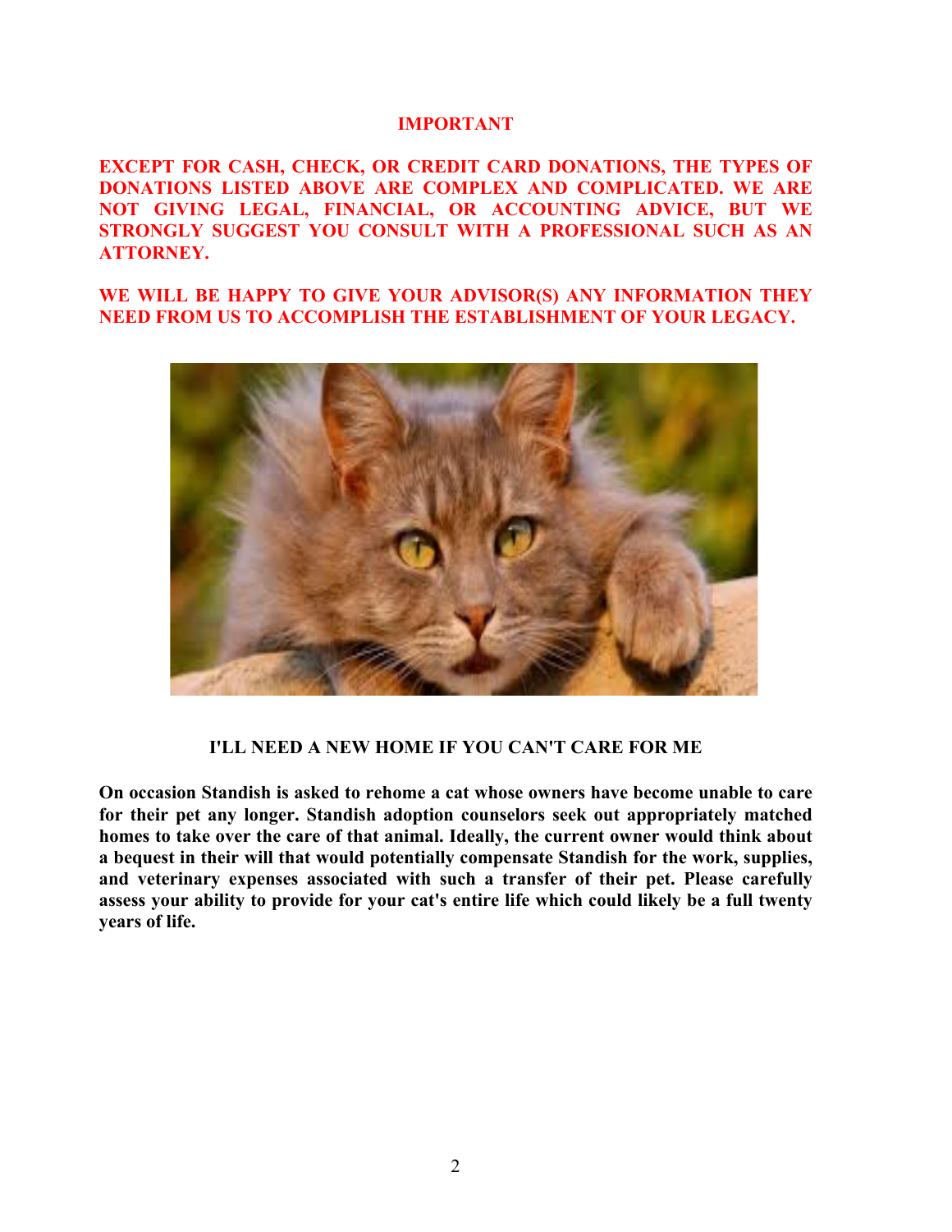## IMPORTANT

**EXCEPT FOR CASH, CHECK, OR CREDIT CARD DONATIONS, THE TYPES OF DONATIONS LISTED ABOVE ARE COMPLEX AND COMPLICATED. WE ARE NOT GIVING LEGAL, FINANCIAL, OR ACCOUNTING ADVICE, BUT WE STRONGLY SUGGEST YOU CONSULT WITH A PROFESSIONAL SUCH AS AN ATTORNEY.**

**WE WILL BE HAPPY TO GIVE YOUR ADVISOR(S) ANY INFORMATION THEY NEED FROM US TO ACCOMPLISH THE ESTABLISHMENT OF YOUR LEGACY.**

## I'LL NEED A NEW HOME IF YOU CAN'T CARE FOR ME

**On occasion Standish is asked to rehome a cat whose owners have become unable to care for their pet any longer. Standish adoption counselors seek out appropriately matched homes to take over the care of that animal. Ideally, the current owner would think about a bequest in their will that would potentially compensate Standish for the work, supplies, and veterinary expenses associated with such a transfer of their pet. Please carefully assess your ability to provide for your cat's entire life which could likely be a full twenty years of life.**